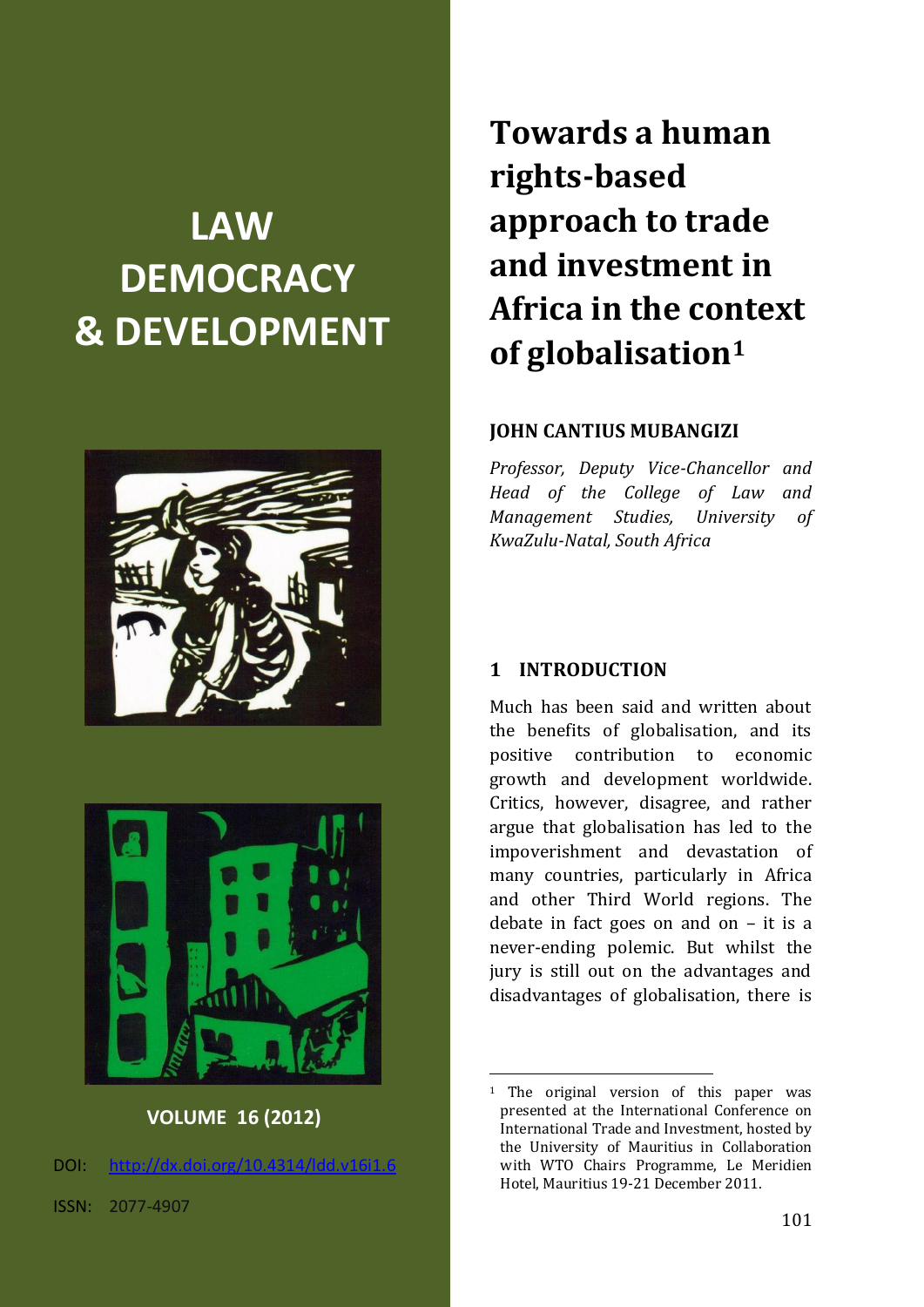# LAW DEMOCRACY & DEVELOPMENT

**VOLUME 16 (2012)**

DOI: http://dx.doi.org/10.4314/ldd.v16i1.6

ISSN: 2077-4907

# Towards a human rights-based approach to trade and investment in Africa in the context of globalisation[1]

**JOHN CANTIUS MUBANGIZI**

*Professor, Deputy Vice-Chancellor and Head of the College of Law and Management Studies, University of KwaZulu-Natal, South Africa*

## 1 INTRODUCTION

Much has been said and written about the benefits of globalisation, and its positive contribution to economic growth and development worldwide. Critics, however, disagree, and rather argue that globalisation has led to the impoverishment and devastation of many countries, particularly in Africa and other Third World regions. The debate in fact goes on and on – it is a never-ending polemic. But whilst the jury is still out on the advantages and disadvantages of globalisation, there is

[1] The original version of this paper was presented at the International Conference on International Trade and Investment, hosted by the University of Mauritius in Collaboration with WTO Chairs Programme, Le Meridien Hotel, Mauritius 19-21 December 2011.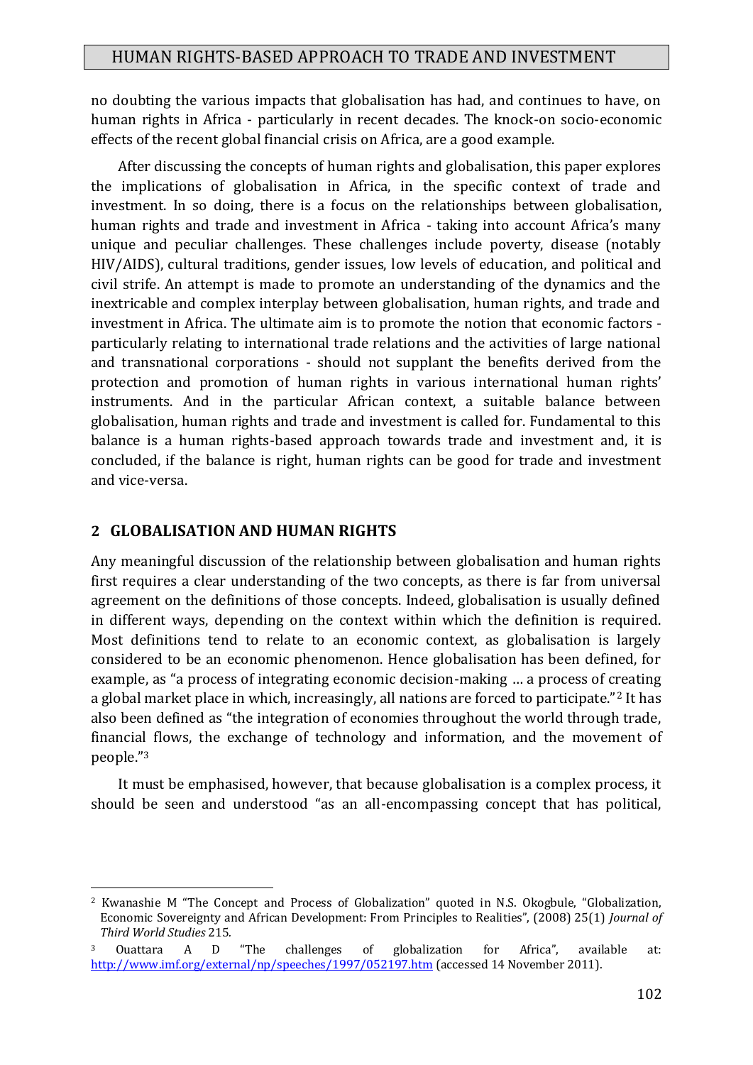no doubting the various impacts that globalisation has had, and continues to have, on human rights in Africa - particularly in recent decades. The knock-on socio-economic effects of the recent global financial crisis on Africa, are a good example.

After discussing the concepts of human rights and globalisation, this paper explores the implications of globalisation in Africa, in the specific context of trade and investment. In so doing, there is a focus on the relationships between globalisation, human rights and trade and investment in Africa - taking into account Africa's many unique and peculiar challenges. These challenges include poverty, disease (notably HIV/AIDS), cultural traditions, gender issues, low levels of education, and political and civil strife. An attempt is made to promote an understanding of the dynamics and the inextricable and complex interplay between globalisation, human rights, and trade and investment in Africa. The ultimate aim is to promote the notion that economic factors - particularly relating to international trade relations and the activities of large national and transnational corporations - should not supplant the benefits derived from the protection and promotion of human rights in various international human rights' instruments. And in the particular African context, a suitable balance between globalisation, human rights and trade and investment is called for. Fundamental to this balance is a human rights-based approach towards trade and investment and, it is concluded, if the balance is right, human rights can be good for trade and investment and vice-versa.

## 2 GLOBALISATION AND HUMAN RIGHTS

Any meaningful discussion of the relationship between globalisation and human rights first requires a clear understanding of the two concepts, as there is far from universal agreement on the definitions of those concepts. Indeed, globalisation is usually defined in different ways, depending on the context within which the definition is required. Most definitions tend to relate to an economic context, as globalisation is largely considered to be an economic phenomenon. Hence globalisation has been defined, for example, as "a process of integrating economic decision-making … a process of creating a global market place in which, increasingly, all nations are forced to participate."[2] It has also been defined as "the integration of economies throughout the world through trade, financial flows, the exchange of technology and information, and the movement of people."[3]

It must be emphasised, however, that because globalisation is a complex process, it should be seen and understood "as an all-encompassing concept that has political,

---

[2] Kwanashie M "The Concept and Process of Globalization" quoted in N.S. Okogbule, "Globalization, Economic Sovereignty and African Development: From Principles to Realities", (2008) 25(1) *Journal of Third World Studies* 215.

[3] Ouattara A D "The challenges of globalization for Africa", available at: http://www.imf.org/external/np/speeches/1997/052197.htm (accessed 14 November 2011).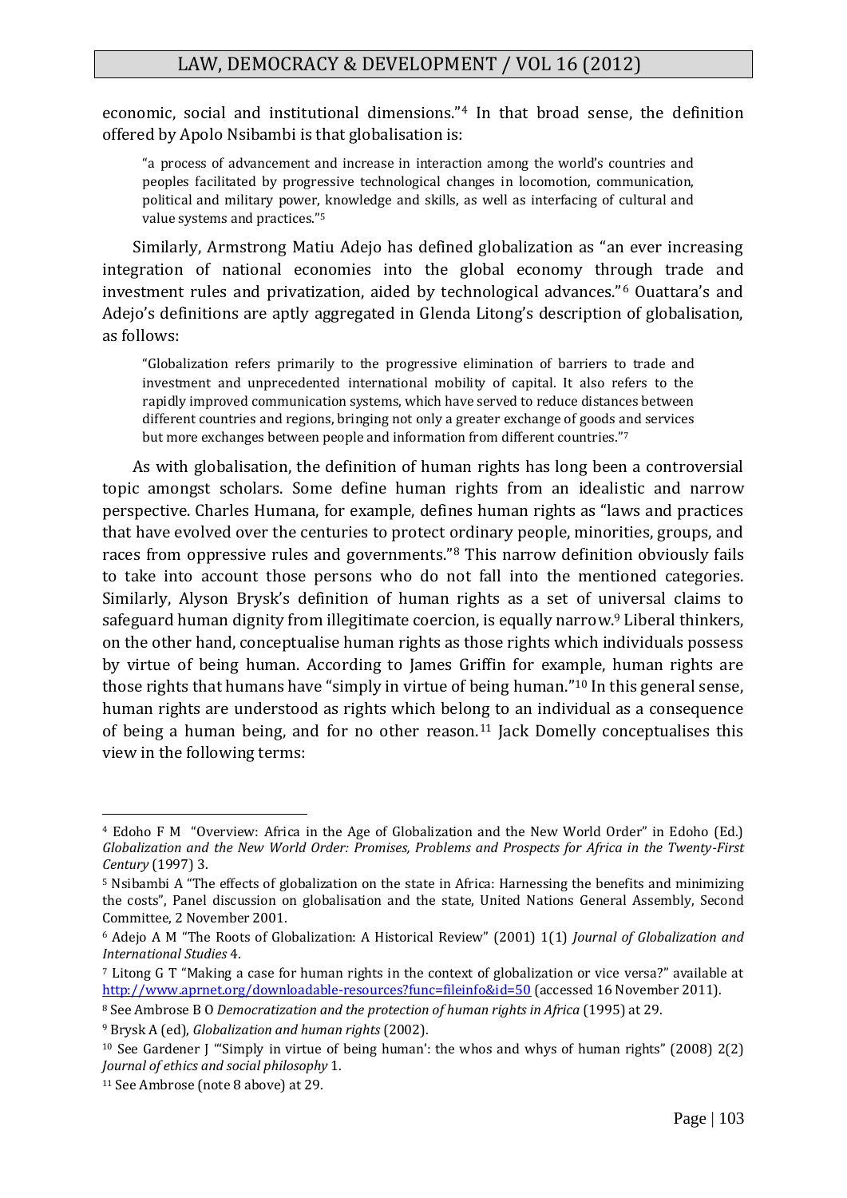economic, social and institutional dimensions."[4] In that broad sense, the definition offered by Apolo Nsibambi is that globalisation is:

> "a process of advancement and increase in interaction among the world's countries and peoples facilitated by progressive technological changes in locomotion, communication, political and military power, knowledge and skills, as well as interfacing of cultural and value systems and practices."[5]

Similarly, Armstrong Matiu Adejo has defined globalization as "an ever increasing integration of national economies into the global economy through trade and investment rules and privatization, aided by technological advances."[6] Ouattara's and Adejo's definitions are aptly aggregated in Glenda Litong's description of globalisation, as follows:

> "Globalization refers primarily to the progressive elimination of barriers to trade and investment and unprecedented international mobility of capital. It also refers to the rapidly improved communication systems, which have served to reduce distances between different countries and regions, bringing not only a greater exchange of goods and services but more exchanges between people and information from different countries."[7]

As with globalisation, the definition of human rights has long been a controversial topic amongst scholars. Some define human rights from an idealistic and narrow perspective. Charles Humana, for example, defines human rights as "laws and practices that have evolved over the centuries to protect ordinary people, minorities, groups, and races from oppressive rules and governments."[8] This narrow definition obviously fails to take into account those persons who do not fall into the mentioned categories. Similarly, Alyson Brysk's definition of human rights as a set of universal claims to safeguard human dignity from illegitimate coercion, is equally narrow.[9] Liberal thinkers, on the other hand, conceptualise human rights as those rights which individuals possess by virtue of being human. According to James Griffin for example, human rights are those rights that humans have "simply in virtue of being human."[10] In this general sense, human rights are understood as rights which belong to an individual as a consequence of being a human being, and for no other reason.[11] Jack Domelly conceptualises this view in the following terms:

---

[4] Edoho F M "Overview: Africa in the Age of Globalization and the New World Order" in Edoho (Ed.) *Globalization and the New World Order: Promises, Problems and Prospects for Africa in the Twenty-First Century* (1997) 3.

[5] Nsibambi A "The effects of globalization on the state in Africa: Harnessing the benefits and minimizing the costs", Panel discussion on globalisation and the state, United Nations General Assembly, Second Committee, 2 November 2001.

[6] Adejo A M "The Roots of Globalization: A Historical Review" (2001) 1(1) *Journal of Globalization and International Studies* 4.

[7] Litong G T "Making a case for human rights in the context of globalization or vice versa?" available at http://www.aprnet.org/downloadable-resources?func=fileinfo&id=50 (accessed 16 November 2011).

[8] See Ambrose B O *Democratization and the protection of human rights in Africa* (1995) at 29.

[9] Brysk A (ed), *Globalization and human rights* (2002).

[10] See Gardener J "'Simply in virtue of being human': the whos and whys of human rights" (2008) 2(2) *Journal of ethics and social philosophy* 1.

[11] See Ambrose (note 8 above) at 29.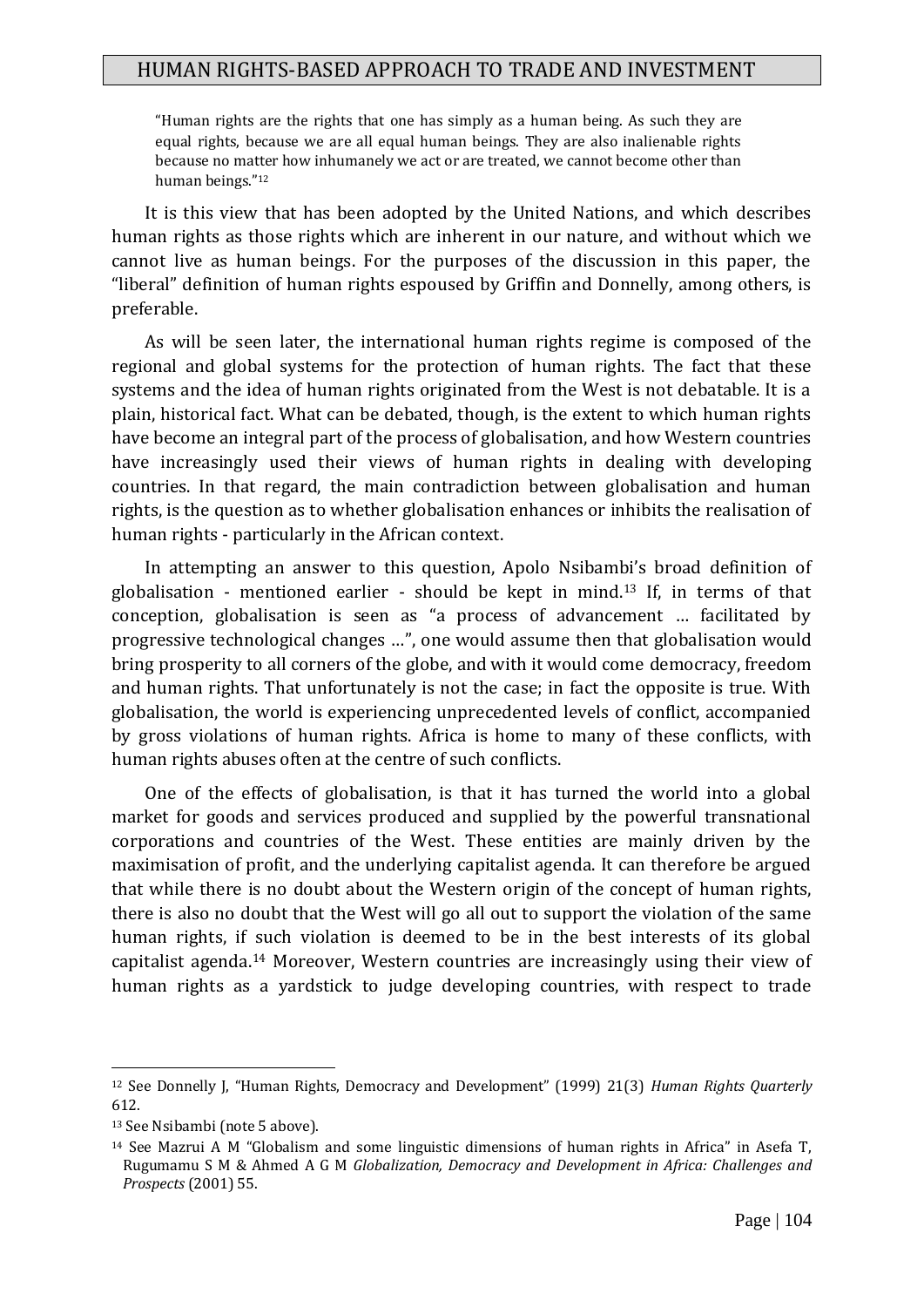> "Human rights are the rights that one has simply as a human being. As such they are equal rights, because we are all equal human beings. They are also inalienable rights because no matter how inhumanely we act or are treated, we cannot become other than human beings."[12]

It is this view that has been adopted by the United Nations, and which describes human rights as those rights which are inherent in our nature, and without which we cannot live as human beings. For the purposes of the discussion in this paper, the "liberal" definition of human rights espoused by Griffin and Donnelly, among others, is preferable.

As will be seen later, the international human rights regime is composed of the regional and global systems for the protection of human rights. The fact that these systems and the idea of human rights originated from the West is not debatable. It is a plain, historical fact. What can be debated, though, is the extent to which human rights have become an integral part of the process of globalisation, and how Western countries have increasingly used their views of human rights in dealing with developing countries. In that regard, the main contradiction between globalisation and human rights, is the question as to whether globalisation enhances or inhibits the realisation of human rights - particularly in the African context.

In attempting an answer to this question, Apolo Nsibambi's broad definition of globalisation - mentioned earlier - should be kept in mind.[13] If, in terms of that conception, globalisation is seen as "a process of advancement … facilitated by progressive technological changes …", one would assume then that globalisation would bring prosperity to all corners of the globe, and with it would come democracy, freedom and human rights. That unfortunately is not the case; in fact the opposite is true. With globalisation, the world is experiencing unprecedented levels of conflict, accompanied by gross violations of human rights. Africa is home to many of these conflicts, with human rights abuses often at the centre of such conflicts.

One of the effects of globalisation, is that it has turned the world into a global market for goods and services produced and supplied by the powerful transnational corporations and countries of the West. These entities are mainly driven by the maximisation of profit, and the underlying capitalist agenda. It can therefore be argued that while there is no doubt about the Western origin of the concept of human rights, there is also no doubt that the West will go all out to support the violation of the same human rights, if such violation is deemed to be in the best interests of its global capitalist agenda.[14] Moreover, Western countries are increasingly using their view of human rights as a yardstick to judge developing countries, with respect to trade

---

[12] See Donnelly J, "Human Rights, Democracy and Development" (1999) 21(3) *Human Rights Quarterly* 612.

[13] See Nsibambi (note 5 above).

[14] See Mazrui A M "Globalism and some linguistic dimensions of human rights in Africa" in Asefa T, Rugumamu S M & Ahmed A G M *Globalization, Democracy and Development in Africa: Challenges and Prospects* (2001) 55.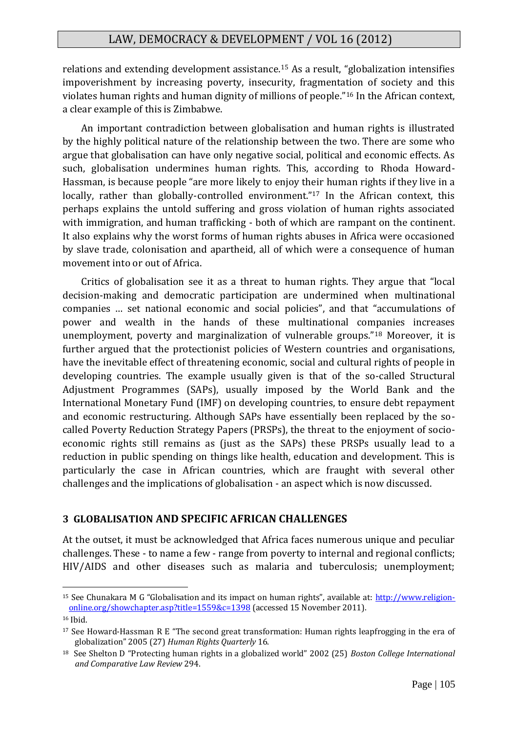relations and extending development assistance.[15] As a result, "globalization intensifies impoverishment by increasing poverty, insecurity, fragmentation of society and this violates human rights and human dignity of millions of people."[16] In the African context, a clear example of this is Zimbabwe.

An important contradiction between globalisation and human rights is illustrated by the highly political nature of the relationship between the two. There are some who argue that globalisation can have only negative social, political and economic effects. As such, globalisation undermines human rights. This, according to Rhoda Howard-Hassman, is because people "are more likely to enjoy their human rights if they live in a locally, rather than globally-controlled environment."[17] In the African context, this perhaps explains the untold suffering and gross violation of human rights associated with immigration, and human trafficking - both of which are rampant on the continent. It also explains why the worst forms of human rights abuses in Africa were occasioned by slave trade, colonisation and apartheid, all of which were a consequence of human movement into or out of Africa.

Critics of globalisation see it as a threat to human rights. They argue that "local decision-making and democratic participation are undermined when multinational companies … set national economic and social policies", and that "accumulations of power and wealth in the hands of these multinational companies increases unemployment, poverty and marginalization of vulnerable groups."[18] Moreover, it is further argued that the protectionist policies of Western countries and organisations, have the inevitable effect of threatening economic, social and cultural rights of people in developing countries. The example usually given is that of the so-called Structural Adjustment Programmes (SAPs), usually imposed by the World Bank and the International Monetary Fund (IMF) on developing countries, to ensure debt repayment and economic restructuring. Although SAPs have essentially been replaced by the so-called Poverty Reduction Strategy Papers (PRSPs), the threat to the enjoyment of socio-economic rights still remains as (just as the SAPs) these PRSPs usually lead to a reduction in public spending on things like health, education and development. This is particularly the case in African countries, which are fraught with several other challenges and the implications of globalisation - an aspect which is now discussed.

## 3 GLOBALISATION AND SPECIFIC AFRICAN CHALLENGES

At the outset, it must be acknowledged that Africa faces numerous unique and peculiar challenges. These - to name a few - range from poverty to internal and regional conflicts; HIV/AIDS and other diseases such as malaria and tuberculosis; unemployment;

---

[15] See Chunakara M G "Globalisation and its impact on human rights", available at: http://www.religion-online.org/showchapter.asp?title=1559&c=1398 (accessed 15 November 2011).

[16] Ibid.

[17] See Howard-Hassman R E "The second great transformation: Human rights leapfrogging in the era of globalization" 2005 (27) *Human Rights Quarterly* 16.

[18] See Shelton D "Protecting human rights in a globalized world" 2002 (25) *Boston College International and Comparative Law Review* 294.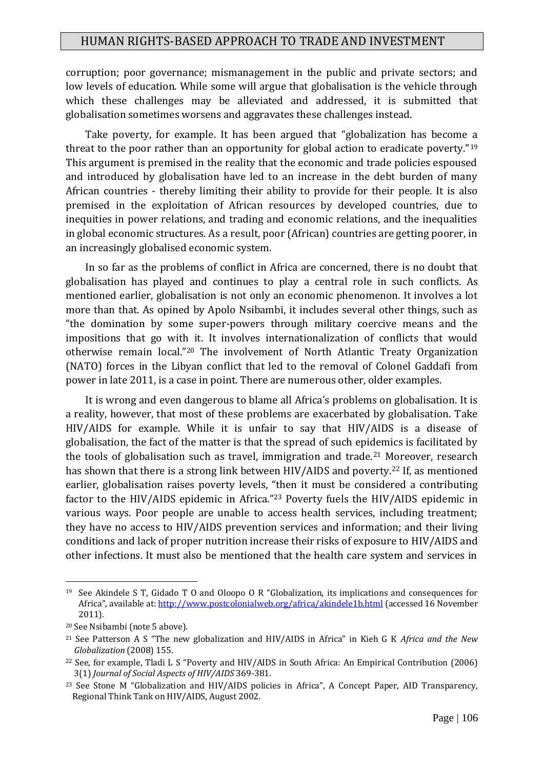corruption; poor governance; mismanagement in the public and private sectors; and low levels of education. While some will argue that globalisation is the vehicle through which these challenges may be alleviated and addressed, it is submitted that globalisation sometimes worsens and aggravates these challenges instead.

Take poverty, for example. It has been argued that "globalization has become a threat to the poor rather than an opportunity for global action to eradicate poverty."[19] This argument is premised in the reality that the economic and trade policies espoused and introduced by globalisation have led to an increase in the debt burden of many African countries - thereby limiting their ability to provide for their people. It is also premised in the exploitation of African resources by developed countries, due to inequities in power relations, and trading and economic relations, and the inequalities in global economic structures. As a result, poor (African) countries are getting poorer, in an increasingly globalised economic system.

In so far as the problems of conflict in Africa are concerned, there is no doubt that globalisation has played and continues to play a central role in such conflicts. As mentioned earlier, globalisation is not only an economic phenomenon. It involves a lot more than that. As opined by Apolo Nsibambi, it includes several other things, such as "the domination by some super-powers through military coercive means and the impositions that go with it. It involves internationalization of conflicts that would otherwise remain local."[20] The involvement of North Atlantic Treaty Organization (NATO) forces in the Libyan conflict that led to the removal of Colonel Gaddafi from power in late 2011, is a case in point. There are numerous other, older examples.

It is wrong and even dangerous to blame all Africa's problems on globalisation. It is a reality, however, that most of these problems are exacerbated by globalisation. Take HIV/AIDS for example. While it is unfair to say that HIV/AIDS is a disease of globalisation, the fact of the matter is that the spread of such epidemics is facilitated by the tools of globalisation such as travel, immigration and trade.[21] Moreover, research has shown that there is a strong link between HIV/AIDS and poverty.[22] If, as mentioned earlier, globalisation raises poverty levels, "then it must be considered a contributing factor to the HIV/AIDS epidemic in Africa."[23] Poverty fuels the HIV/AIDS epidemic in various ways. Poor people are unable to access health services, including treatment; they have no access to HIV/AIDS prevention services and information; and their living conditions and lack of proper nutrition increase their risks of exposure to HIV/AIDS and other infections. It must also be mentioned that the health care system and services in

---

[19] See Akindele S T, Gidado T O and Oloopo O R "Globalization, its implications and consequences for Africa", available at: http://www.postcolonialweb.org/africa/akindele1b.html (accessed 16 November 2011).

[20] See Nsibambi (note 5 above).

[21] See Patterson A S "The new globalization and HIV/AIDS in Africa" in Kieh G K *Africa and the New Globalization* (2008) 155.

[22] See, for example, Tladi L S "Poverty and HIV/AIDS in South Africa: An Empirical Contribution (2006) 3(1) *Journal of Social Aspects of HIV/AIDS* 369-381.

[23] See Stone M "Globalization and HIV/AIDS policies in Africa", A Concept Paper, AID Transparency, Regional Think Tank on HIV/AIDS, August 2002.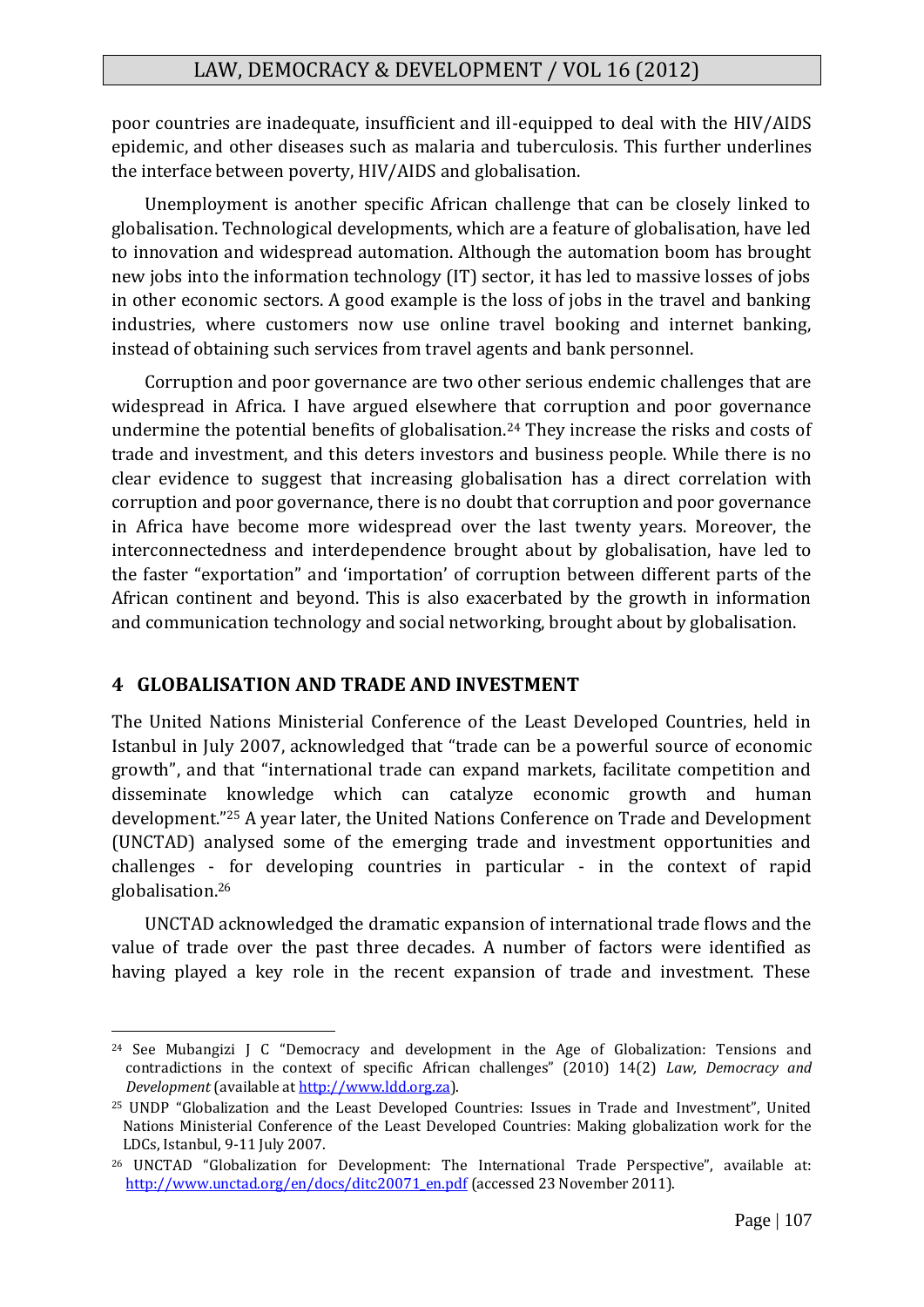poor countries are inadequate, insufficient and ill-equipped to deal with the HIV/AIDS epidemic, and other diseases such as malaria and tuberculosis. This further underlines the interface between poverty, HIV/AIDS and globalisation.

Unemployment is another specific African challenge that can be closely linked to globalisation. Technological developments, which are a feature of globalisation, have led to innovation and widespread automation. Although the automation boom has brought new jobs into the information technology (IT) sector, it has led to massive losses of jobs in other economic sectors. A good example is the loss of jobs in the travel and banking industries, where customers now use online travel booking and internet banking, instead of obtaining such services from travel agents and bank personnel.

Corruption and poor governance are two other serious endemic challenges that are widespread in Africa. I have argued elsewhere that corruption and poor governance undermine the potential benefits of globalisation.[24] They increase the risks and costs of trade and investment, and this deters investors and business people. While there is no clear evidence to suggest that increasing globalisation has a direct correlation with corruption and poor governance, there is no doubt that corruption and poor governance in Africa have become more widespread over the last twenty years. Moreover, the interconnectedness and interdependence brought about by globalisation, have led to the faster "exportation" and 'importation' of corruption between different parts of the African continent and beyond. This is also exacerbated by the growth in information and communication technology and social networking, brought about by globalisation.

## 4 GLOBALISATION AND TRADE AND INVESTMENT

The United Nations Ministerial Conference of the Least Developed Countries, held in Istanbul in July 2007, acknowledged that "trade can be a powerful source of economic growth", and that "international trade can expand markets, facilitate competition and disseminate knowledge which can catalyze economic growth and human development."[25] A year later, the United Nations Conference on Trade and Development (UNCTAD) analysed some of the emerging trade and investment opportunities and challenges - for developing countries in particular - in the context of rapid globalisation.[26]

UNCTAD acknowledged the dramatic expansion of international trade flows and the value of trade over the past three decades. A number of factors were identified as having played a key role in the recent expansion of trade and investment. These

---

[24] See Mubangizi J C "Democracy and development in the Age of Globalization: Tensions and contradictions in the context of specific African challenges" (2010) 14(2) *Law, Democracy and Development* (available at http://www.ldd.org.za).

[25] UNDP "Globalization and the Least Developed Countries: Issues in Trade and Investment", United Nations Ministerial Conference of the Least Developed Countries: Making globalization work for the LDCs, Istanbul, 9-11 July 2007.

[26] UNCTAD "Globalization for Development: The International Trade Perspective", available at: http://www.unctad.org/en/docs/ditc20071_en.pdf (accessed 23 November 2011).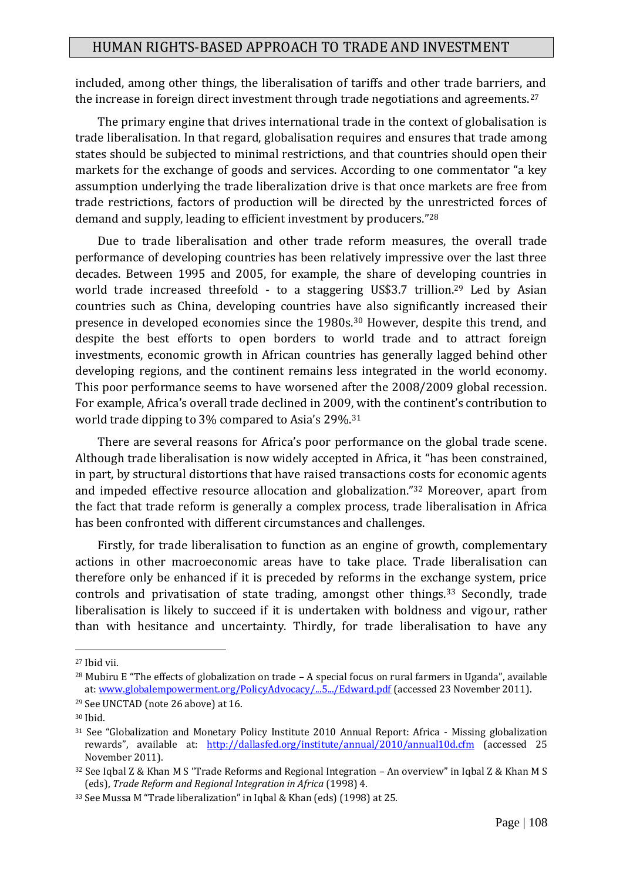included, among other things, the liberalisation of tariffs and other trade barriers, and the increase in foreign direct investment through trade negotiations and agreements.[27]

The primary engine that drives international trade in the context of globalisation is trade liberalisation. In that regard, globalisation requires and ensures that trade among states should be subjected to minimal restrictions, and that countries should open their markets for the exchange of goods and services. According to one commentator "a key assumption underlying the trade liberalization drive is that once markets are free from trade restrictions, factors of production will be directed by the unrestricted forces of demand and supply, leading to efficient investment by producers."[28]

Due to trade liberalisation and other trade reform measures, the overall trade performance of developing countries has been relatively impressive over the last three decades. Between 1995 and 2005, for example, the share of developing countries in world trade increased threefold - to a staggering US$3.7 trillion.[29] Led by Asian countries such as China, developing countries have also significantly increased their presence in developed economies since the 1980s.[30] However, despite this trend, and despite the best efforts to open borders to world trade and to attract foreign investments, economic growth in African countries has generally lagged behind other developing regions, and the continent remains less integrated in the world economy. This poor performance seems to have worsened after the 2008/2009 global recession. For example, Africa's overall trade declined in 2009, with the continent's contribution to world trade dipping to 3% compared to Asia's 29%.[31]

There are several reasons for Africa's poor performance on the global trade scene. Although trade liberalisation is now widely accepted in Africa, it "has been constrained, in part, by structural distortions that have raised transactions costs for economic agents and impeded effective resource allocation and globalization."[32] Moreover, apart from the fact that trade reform is generally a complex process, trade liberalisation in Africa has been confronted with different circumstances and challenges.

Firstly, for trade liberalisation to function as an engine of growth, complementary actions in other macroeconomic areas have to take place. Trade liberalisation can therefore only be enhanced if it is preceded by reforms in the exchange system, price controls and privatisation of state trading, amongst other things.[33] Secondly, trade liberalisation is likely to succeed if it is undertaken with boldness and vigour, rather than with hesitance and uncertainty. Thirdly, for trade liberalisation to have any

---

[27] Ibid vii.

[28] Mubiru E "The effects of globalization on trade – A special focus on rural farmers in Uganda", available at: www.globalempowerment.org/PolicyAdvocacy/...5.../Edward.pdf (accessed 23 November 2011).

[29] See UNCTAD (note 26 above) at 16.

[30] Ibid.

[31] See "Globalization and Monetary Policy Institute 2010 Annual Report: Africa - Missing globalization rewards", available at: http://dallasfed.org/institute/annual/2010/annual10d.cfm (accessed 25 November 2011).

[32] See Iqbal Z & Khan M S "Trade Reforms and Regional Integration – An overview" in Iqbal Z & Khan M S (eds), *Trade Reform and Regional Integration in Africa* (1998) 4.

[33] See Mussa M "Trade liberalization" in Iqbal & Khan (eds) (1998) at 25.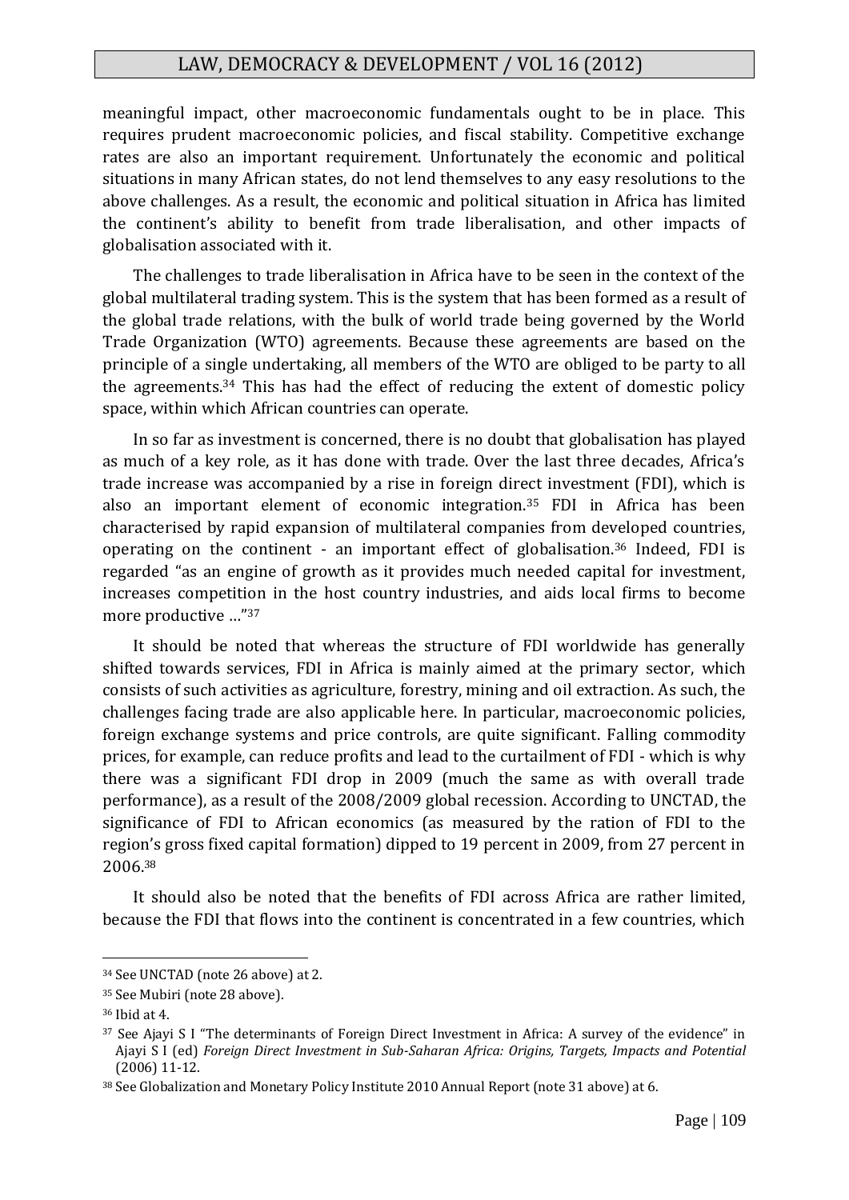meaningful impact, other macroeconomic fundamentals ought to be in place. This requires prudent macroeconomic policies, and fiscal stability. Competitive exchange rates are also an important requirement. Unfortunately the economic and political situations in many African states, do not lend themselves to any easy resolutions to the above challenges. As a result, the economic and political situation in Africa has limited the continent's ability to benefit from trade liberalisation, and other impacts of globalisation associated with it.

The challenges to trade liberalisation in Africa have to be seen in the context of the global multilateral trading system. This is the system that has been formed as a result of the global trade relations, with the bulk of world trade being governed by the World Trade Organization (WTO) agreements. Because these agreements are based on the principle of a single undertaking, all members of the WTO are obliged to be party to all the agreements.[34] This has had the effect of reducing the extent of domestic policy space, within which African countries can operate.

In so far as investment is concerned, there is no doubt that globalisation has played as much of a key role, as it has done with trade. Over the last three decades, Africa's trade increase was accompanied by a rise in foreign direct investment (FDI), which is also an important element of economic integration.[35] FDI in Africa has been characterised by rapid expansion of multilateral companies from developed countries, operating on the continent - an important effect of globalisation.[36] Indeed, FDI is regarded "as an engine of growth as it provides much needed capital for investment, increases competition in the host country industries, and aids local firms to become more productive …"[37]

It should be noted that whereas the structure of FDI worldwide has generally shifted towards services, FDI in Africa is mainly aimed at the primary sector, which consists of such activities as agriculture, forestry, mining and oil extraction. As such, the challenges facing trade are also applicable here. In particular, macroeconomic policies, foreign exchange systems and price controls, are quite significant. Falling commodity prices, for example, can reduce profits and lead to the curtailment of FDI - which is why there was a significant FDI drop in 2009 (much the same as with overall trade performance), as a result of the 2008/2009 global recession. According to UNCTAD, the significance of FDI to African economics (as measured by the ration of FDI to the region's gross fixed capital formation) dipped to 19 percent in 2009, from 27 percent in 2006.[38]

It should also be noted that the benefits of FDI across Africa are rather limited, because the FDI that flows into the continent is concentrated in a few countries, which

---

[34] See UNCTAD (note 26 above) at 2.

[35] See Mubiri (note 28 above).

[36] Ibid at 4.

[37] See Ajayi S I "The determinants of Foreign Direct Investment in Africa: A survey of the evidence" in Ajayi S I (ed) *Foreign Direct Investment in Sub-Saharan Africa: Origins, Targets, Impacts and Potential* (2006) 11-12.

[38] See Globalization and Monetary Policy Institute 2010 Annual Report (note 31 above) at 6.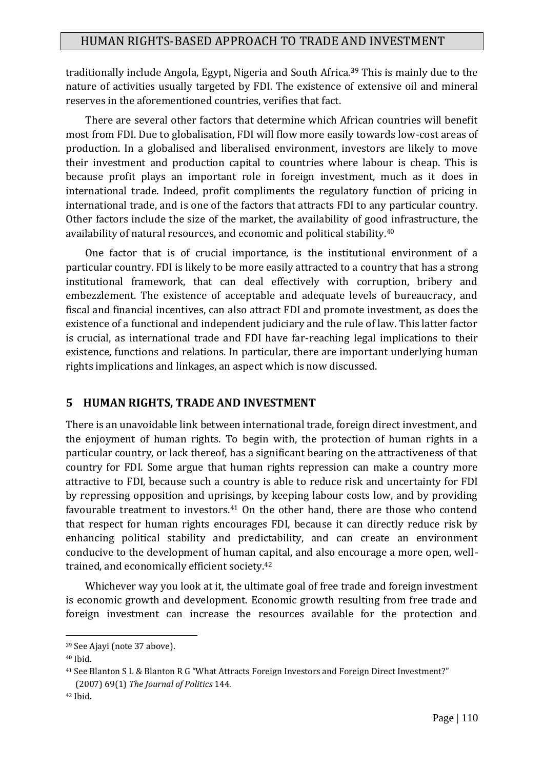traditionally include Angola, Egypt, Nigeria and South Africa.[39] This is mainly due to the nature of activities usually targeted by FDI. The existence of extensive oil and mineral reserves in the aforementioned countries, verifies that fact.

There are several other factors that determine which African countries will benefit most from FDI. Due to globalisation, FDI will flow more easily towards low-cost areas of production. In a globalised and liberalised environment, investors are likely to move their investment and production capital to countries where labour is cheap. This is because profit plays an important role in foreign investment, much as it does in international trade. Indeed, profit compliments the regulatory function of pricing in international trade, and is one of the factors that attracts FDI to any particular country. Other factors include the size of the market, the availability of good infrastructure, the availability of natural resources, and economic and political stability.[40]

One factor that is of crucial importance, is the institutional environment of a particular country. FDI is likely to be more easily attracted to a country that has a strong institutional framework, that can deal effectively with corruption, bribery and embezzlement. The existence of acceptable and adequate levels of bureaucracy, and fiscal and financial incentives, can also attract FDI and promote investment, as does the existence of a functional and independent judiciary and the rule of law. This latter factor is crucial, as international trade and FDI have far-reaching legal implications to their existence, functions and relations. In particular, there are important underlying human rights implications and linkages, an aspect which is now discussed.

## 5 HUMAN RIGHTS, TRADE AND INVESTMENT

There is an unavoidable link between international trade, foreign direct investment, and the enjoyment of human rights. To begin with, the protection of human rights in a particular country, or lack thereof, has a significant bearing on the attractiveness of that country for FDI. Some argue that human rights repression can make a country more attractive to FDI, because such a country is able to reduce risk and uncertainty for FDI by repressing opposition and uprisings, by keeping labour costs low, and by providing favourable treatment to investors.[41] On the other hand, there are those who contend that respect for human rights encourages FDI, because it can directly reduce risk by enhancing political stability and predictability, and can create an environment conducive to the development of human capital, and also encourage a more open, well-trained, and economically efficient society.[42]

Whichever way you look at it, the ultimate goal of free trade and foreign investment is economic growth and development. Economic growth resulting from free trade and foreign investment can increase the resources available for the protection and

---

[39] See Ajayi (note 37 above).

[40] Ibid.

[41] See Blanton S L & Blanton R G "What Attracts Foreign Investors and Foreign Direct Investment?" (2007) 69(1) *The Journal of Politics* 144.

[42] Ibid.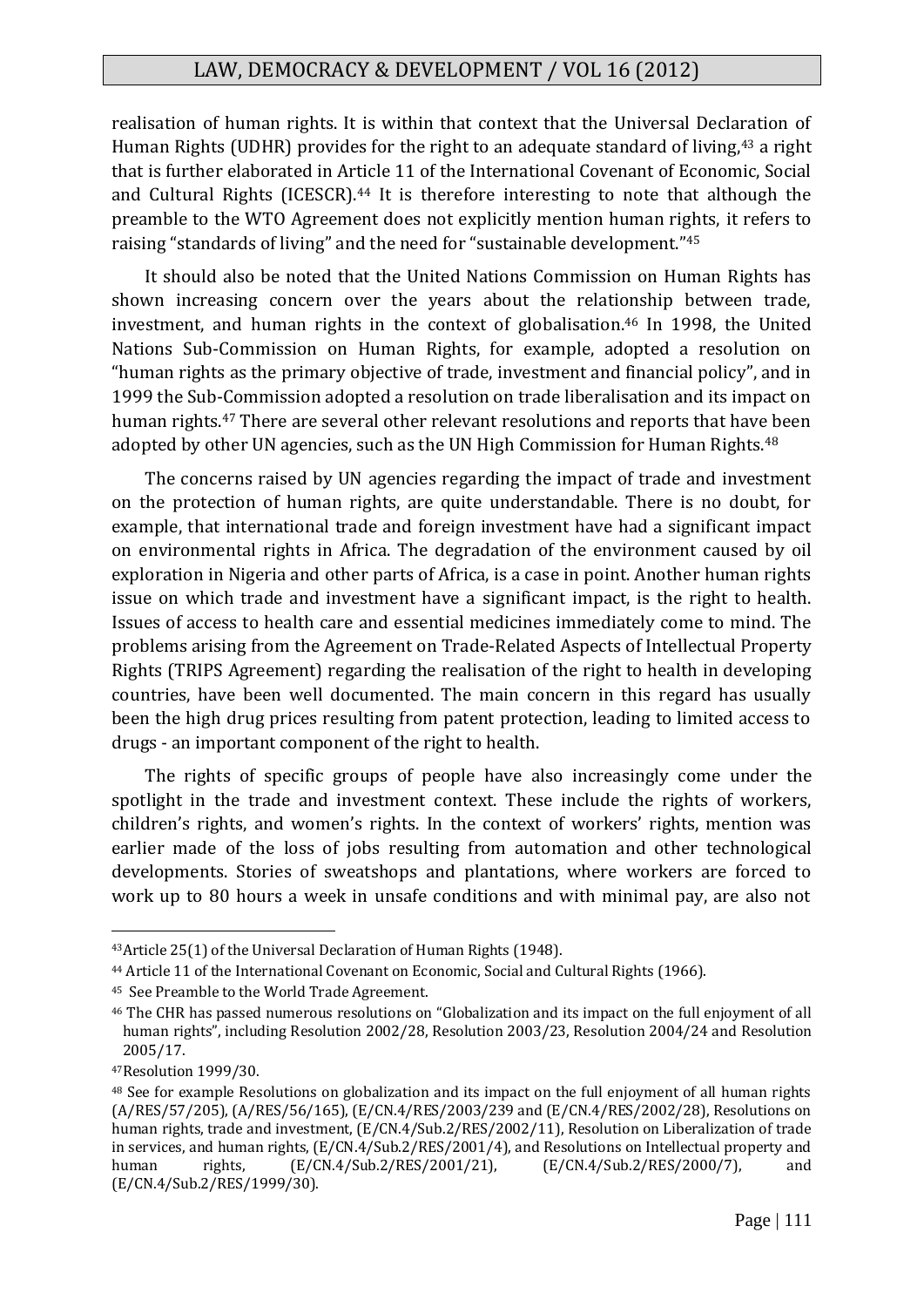realisation of human rights. It is within that context that the Universal Declaration of Human Rights (UDHR) provides for the right to an adequate standard of living,[43] a right that is further elaborated in Article 11 of the International Covenant of Economic, Social and Cultural Rights (ICESCR).[44] It is therefore interesting to note that although the preamble to the WTO Agreement does not explicitly mention human rights, it refers to raising "standards of living" and the need for "sustainable development."[45]

It should also be noted that the United Nations Commission on Human Rights has shown increasing concern over the years about the relationship between trade, investment, and human rights in the context of globalisation.[46] In 1998, the United Nations Sub-Commission on Human Rights, for example, adopted a resolution on "human rights as the primary objective of trade, investment and financial policy", and in 1999 the Sub-Commission adopted a resolution on trade liberalisation and its impact on human rights.[47] There are several other relevant resolutions and reports that have been adopted by other UN agencies, such as the UN High Commission for Human Rights.[48]

The concerns raised by UN agencies regarding the impact of trade and investment on the protection of human rights, are quite understandable. There is no doubt, for example, that international trade and foreign investment have had a significant impact on environmental rights in Africa. The degradation of the environment caused by oil exploration in Nigeria and other parts of Africa, is a case in point. Another human rights issue on which trade and investment have a significant impact, is the right to health. Issues of access to health care and essential medicines immediately come to mind. The problems arising from the Agreement on Trade-Related Aspects of Intellectual Property Rights (TRIPS Agreement) regarding the realisation of the right to health in developing countries, have been well documented. The main concern in this regard has usually been the high drug prices resulting from patent protection, leading to limited access to drugs - an important component of the right to health.

The rights of specific groups of people have also increasingly come under the spotlight in the trade and investment context. These include the rights of workers, children's rights, and women's rights. In the context of workers' rights, mention was earlier made of the loss of jobs resulting from automation and other technological developments. Stories of sweatshops and plantations, where workers are forced to work up to 80 hours a week in unsafe conditions and with minimal pay, are also not

---

[43] Article 25(1) of the Universal Declaration of Human Rights (1948).

[44] Article 11 of the International Covenant on Economic, Social and Cultural Rights (1966).

[45] See Preamble to the World Trade Agreement.

[46] The CHR has passed numerous resolutions on "Globalization and its impact on the full enjoyment of all human rights", including Resolution 2002/28, Resolution 2003/23, Resolution 2004/24 and Resolution 2005/17.

[47] Resolution 1999/30.

[48] See for example Resolutions on globalization and its impact on the full enjoyment of all human rights (A/RES/57/205), (A/RES/56/165), (E/CN.4/RES/2003/239 and (E/CN.4/RES/2002/28), Resolutions on human rights, trade and investment, (E/CN.4/Sub.2/RES/2002/11), Resolution on Liberalization of trade in services, and human rights, (E/CN.4/Sub.2/RES/2001/4), and Resolutions on Intellectual property and human rights, (E/CN.4/Sub.2/RES/2001/21), (E/CN.4/Sub.2/RES/2000/7), and (E/CN.4/Sub.2/RES/1999/30).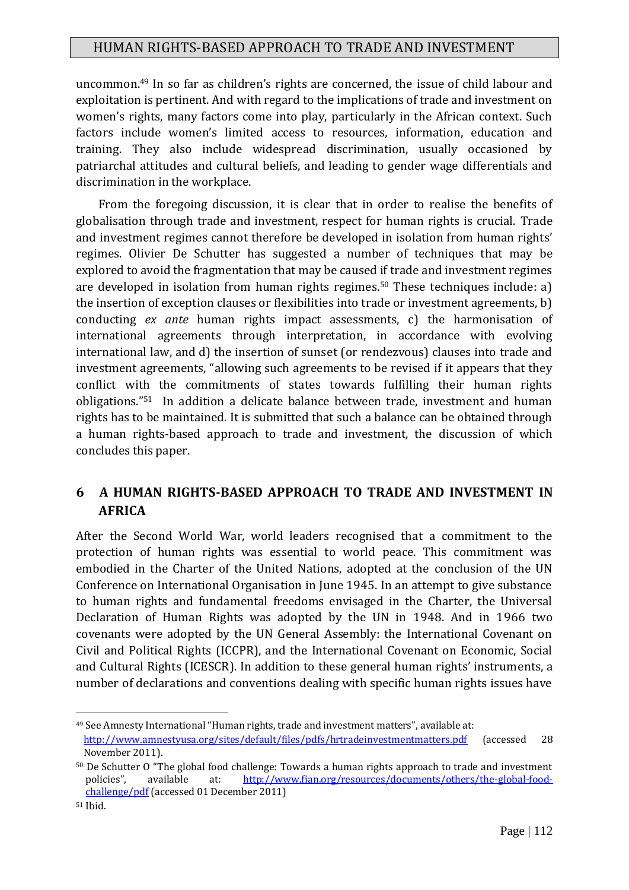uncommon.[49] In so far as children's rights are concerned, the issue of child labour and exploitation is pertinent. And with regard to the implications of trade and investment on women's rights, many factors come into play, particularly in the African context. Such factors include women's limited access to resources, information, education and training. They also include widespread discrimination, usually occasioned by patriarchal attitudes and cultural beliefs, and leading to gender wage differentials and discrimination in the workplace.

From the foregoing discussion, it is clear that in order to realise the benefits of globalisation through trade and investment, respect for human rights is crucial. Trade and investment regimes cannot therefore be developed in isolation from human rights' regimes. Olivier De Schutter has suggested a number of techniques that may be explored to avoid the fragmentation that may be caused if trade and investment regimes are developed in isolation from human rights regimes.[50] These techniques include: a) the insertion of exception clauses or flexibilities into trade or investment agreements, b) conducting *ex ante* human rights impact assessments, c) the harmonisation of international agreements through interpretation, in accordance with evolving international law, and d) the insertion of sunset (or rendezvous) clauses into trade and investment agreements, "allowing such agreements to be revised if it appears that they conflict with the commitments of states towards fulfilling their human rights obligations."[51] In addition a delicate balance between trade, investment and human rights has to be maintained. It is submitted that such a balance can be obtained through a human rights-based approach to trade and investment, the discussion of which concludes this paper.

## 6 A HUMAN RIGHTS-BASED APPROACH TO TRADE AND INVESTMENT IN AFRICA

After the Second World War, world leaders recognised that a commitment to the protection of human rights was essential to world peace. This commitment was embodied in the Charter of the United Nations, adopted at the conclusion of the UN Conference on International Organisation in June 1945. In an attempt to give substance to human rights and fundamental freedoms envisaged in the Charter, the Universal Declaration of Human Rights was adopted by the UN in 1948. And in 1966 two covenants were adopted by the UN General Assembly: the International Covenant on Civil and Political Rights (ICCPR), and the International Covenant on Economic, Social and Cultural Rights (ICESCR). In addition to these general human rights' instruments, a number of declarations and conventions dealing with specific human rights issues have

---

[49] See Amnesty International "Human rights, trade and investment matters", available at: http://www.amnestyusa.org/sites/default/files/pdfs/hrtradeinvestmentmatters.pdf (accessed 28 November 2011).

[50] De Schutter O "The global food challenge: Towards a human rights approach to trade and investment policies", available at: http://www.fian.org/resources/documents/others/the-global-food-challenge/pdf (accessed 01 December 2011)

[51] Ibid.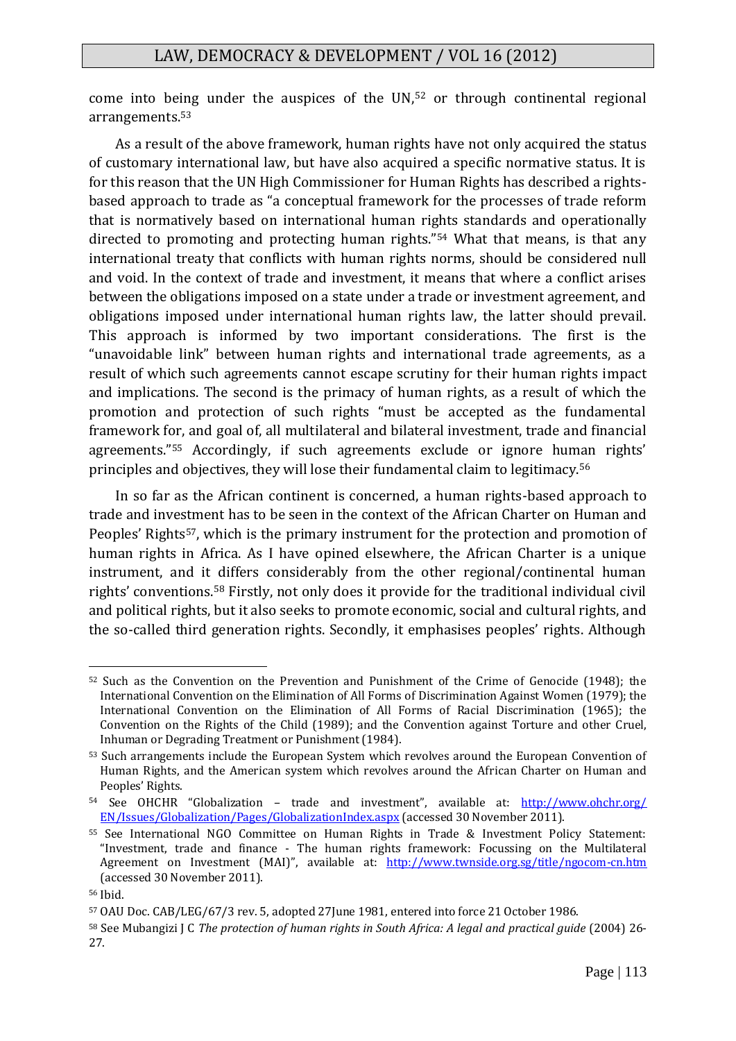come into being under the auspices of the UN,[52] or through continental regional arrangements.[53]

As a result of the above framework, human rights have not only acquired the status of customary international law, but have also acquired a specific normative status. It is for this reason that the UN High Commissioner for Human Rights has described a rights-based approach to trade as "a conceptual framework for the processes of trade reform that is normatively based on international human rights standards and operationally directed to promoting and protecting human rights."[54] What that means, is that any international treaty that conflicts with human rights norms, should be considered null and void. In the context of trade and investment, it means that where a conflict arises between the obligations imposed on a state under a trade or investment agreement, and obligations imposed under international human rights law, the latter should prevail. This approach is informed by two important considerations. The first is the "unavoidable link" between human rights and international trade agreements, as a result of which such agreements cannot escape scrutiny for their human rights impact and implications. The second is the primacy of human rights, as a result of which the promotion and protection of such rights "must be accepted as the fundamental framework for, and goal of, all multilateral and bilateral investment, trade and financial agreements."[55] Accordingly, if such agreements exclude or ignore human rights' principles and objectives, they will lose their fundamental claim to legitimacy.[56]

In so far as the African continent is concerned, a human rights-based approach to trade and investment has to be seen in the context of the African Charter on Human and Peoples' Rights[57], which is the primary instrument for the protection and promotion of human rights in Africa. As I have opined elsewhere, the African Charter is a unique instrument, and it differs considerably from the other regional/continental human rights' conventions.[58] Firstly, not only does it provide for the traditional individual civil and political rights, but it also seeks to promote economic, social and cultural rights, and the so-called third generation rights. Secondly, it emphasises peoples' rights. Although

---

[52] Such as the Convention on the Prevention and Punishment of the Crime of Genocide (1948); the International Convention on the Elimination of All Forms of Discrimination Against Women (1979); the International Convention on the Elimination of All Forms of Racial Discrimination (1965); the Convention on the Rights of the Child (1989); and the Convention against Torture and other Cruel, Inhuman or Degrading Treatment or Punishment (1984).

[53] Such arrangements include the European System which revolves around the European Convention of Human Rights, and the American system which revolves around the African Charter on Human and Peoples' Rights.

[54] See OHCHR "Globalization – trade and investment", available at: http://www.ohchr.org/EN/Issues/Globalization/Pages/GlobalizationIndex.aspx (accessed 30 November 2011).

[55] See International NGO Committee on Human Rights in Trade & Investment Policy Statement: "Investment, trade and finance - The human rights framework: Focussing on the Multilateral Agreement on Investment (MAI)", available at: http://www.twnside.org.sg/title/ngocom-cn.htm (accessed 30 November 2011).

[56] Ibid.

[57] OAU Doc. CAB/LEG/67/3 rev. 5, adopted 27June 1981, entered into force 21 October 1986.

[58] See Mubangizi J C *The protection of human rights in South Africa: A legal and practical guide* (2004) 26-27.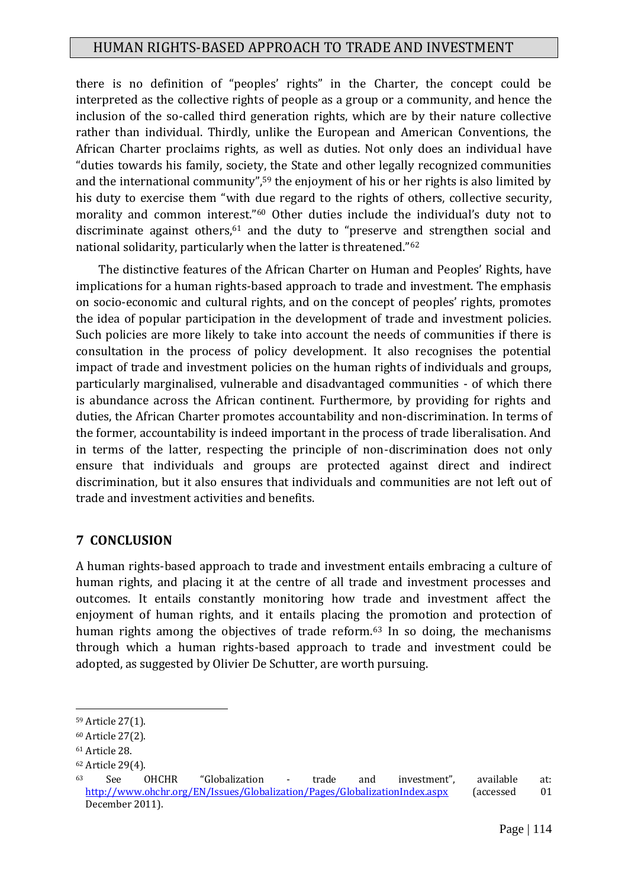there is no definition of "peoples' rights" in the Charter, the concept could be interpreted as the collective rights of people as a group or a community, and hence the inclusion of the so-called third generation rights, which are by their nature collective rather than individual. Thirdly, unlike the European and American Conventions, the African Charter proclaims rights, as well as duties. Not only does an individual have "duties towards his family, society, the State and other legally recognized communities and the international community",[59] the enjoyment of his or her rights is also limited by his duty to exercise them "with due regard to the rights of others, collective security, morality and common interest."[60] Other duties include the individual's duty not to discriminate against others,[61] and the duty to "preserve and strengthen social and national solidarity, particularly when the latter is threatened."[62]

The distinctive features of the African Charter on Human and Peoples' Rights, have implications for a human rights-based approach to trade and investment. The emphasis on socio-economic and cultural rights, and on the concept of peoples' rights, promotes the idea of popular participation in the development of trade and investment policies. Such policies are more likely to take into account the needs of communities if there is consultation in the process of policy development. It also recognises the potential impact of trade and investment policies on the human rights of individuals and groups, particularly marginalised, vulnerable and disadvantaged communities - of which there is abundance across the African continent. Furthermore, by providing for rights and duties, the African Charter promotes accountability and non-discrimination. In terms of the former, accountability is indeed important in the process of trade liberalisation. And in terms of the latter, respecting the principle of non-discrimination does not only ensure that individuals and groups are protected against direct and indirect discrimination, but it also ensures that individuals and communities are not left out of trade and investment activities and benefits.

## 7 CONCLUSION

A human rights-based approach to trade and investment entails embracing a culture of human rights, and placing it at the centre of all trade and investment processes and outcomes. It entails constantly monitoring how trade and investment affect the enjoyment of human rights, and it entails placing the promotion and protection of human rights among the objectives of trade reform.[63] In so doing, the mechanisms through which a human rights-based approach to trade and investment could be adopted, as suggested by Olivier De Schutter, are worth pursuing.

---

[59] Article 27(1).

[60] Article 27(2).

[61] Article 28.

[62] Article 29(4).

[63] See OHCHR "Globalization - trade and investment", available at: http://www.ohchr.org/EN/Issues/Globalization/Pages/GlobalizationIndex.aspx (accessed 01 December 2011).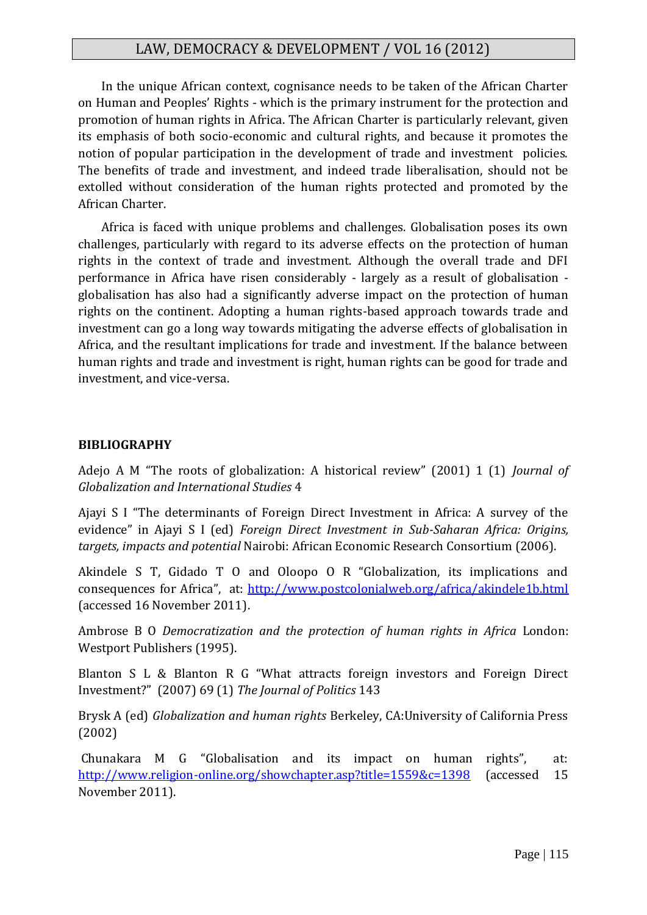In the unique African context, cognisance needs to be taken of the African Charter on Human and Peoples' Rights - which is the primary instrument for the protection and promotion of human rights in Africa. The African Charter is particularly relevant, given its emphasis of both socio-economic and cultural rights, and because it promotes the notion of popular participation in the development of trade and investment policies. The benefits of trade and investment, and indeed trade liberalisation, should not be extolled without consideration of the human rights protected and promoted by the African Charter.

Africa is faced with unique problems and challenges. Globalisation poses its own challenges, particularly with regard to its adverse effects on the protection of human rights in the context of trade and investment. Although the overall trade and DFI performance in Africa have risen considerably - largely as a result of globalisation - globalisation has also had a significantly adverse impact on the protection of human rights on the continent. Adopting a human rights-based approach towards trade and investment can go a long way towards mitigating the adverse effects of globalisation in Africa, and the resultant implications for trade and investment. If the balance between human rights and trade and investment is right, human rights can be good for trade and investment, and vice-versa.

## BIBLIOGRAPHY

Adejo A M "The roots of globalization: A historical review" (2001) 1 (1) *Journal of Globalization and International Studies* 4

Ajayi S I "The determinants of Foreign Direct Investment in Africa: A survey of the evidence" in Ajayi S I (ed) *Foreign Direct Investment in Sub-Saharan Africa: Origins, targets, impacts and potential* Nairobi: African Economic Research Consortium (2006).

Akindele S T, Gidado T O and Oloopo O R "Globalization, its implications and consequences for Africa", at: http://www.postcolonialweb.org/africa/akindele1b.html (accessed 16 November 2011).

Ambrose B O *Democratization and the protection of human rights in Africa* London: Westport Publishers (1995).

Blanton S L & Blanton R G "What attracts foreign investors and Foreign Direct Investment?" (2007) 69 (1) *The Journal of Politics* 143

Brysk A (ed) *Globalization and human rights* Berkeley, CA:University of California Press (2002)

Chunakara M G "Globalisation and its impact on human rights", at: http://www.religion-online.org/showchapter.asp?title=1559&c=1398 (accessed 15 November 2011).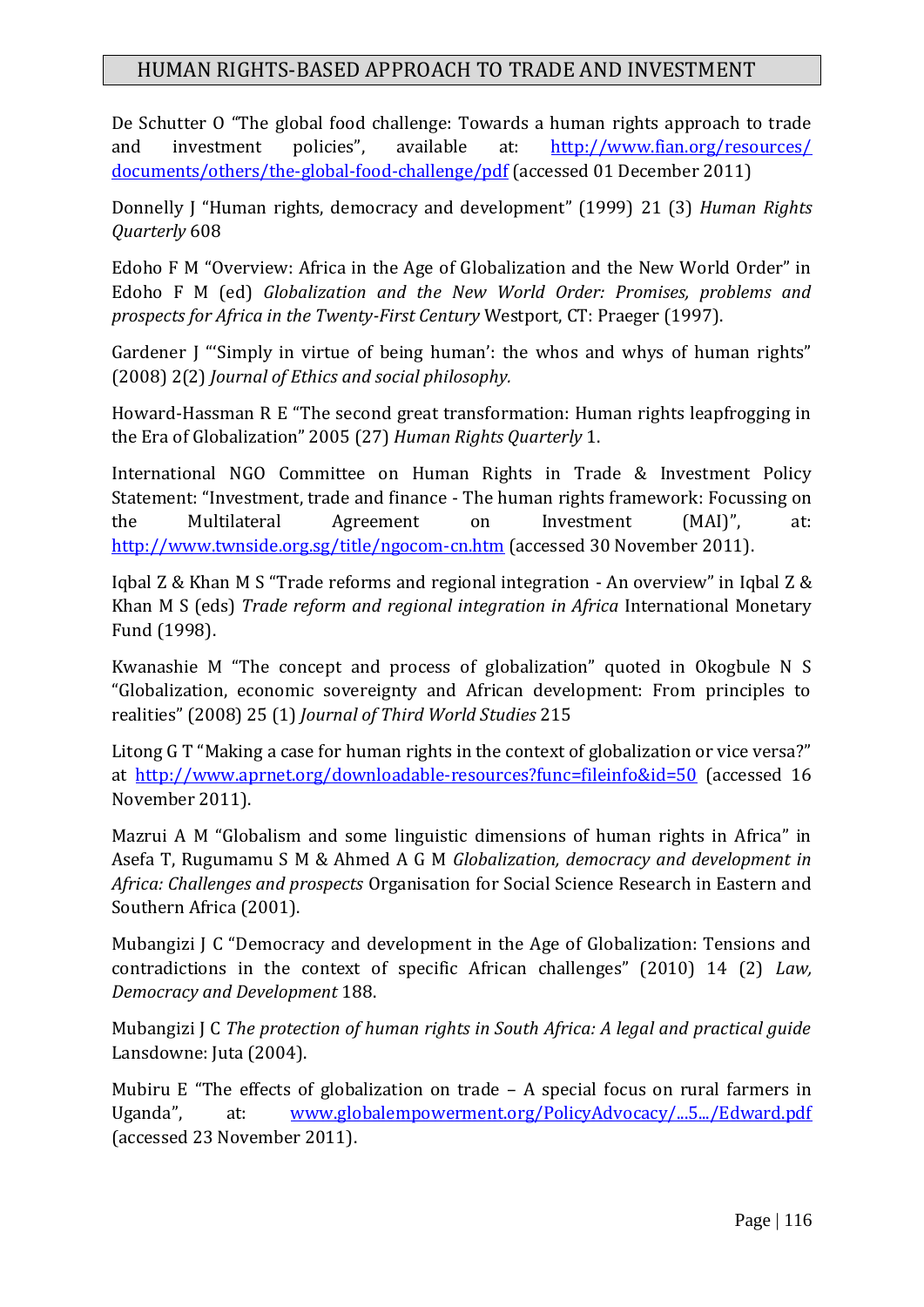De Schutter O "The global food challenge: Towards a human rights approach to trade and investment policies", available at: http://www.fian.org/resources/documents/others/the-global-food-challenge/pdf (accessed 01 December 2011)

Donnelly J "Human rights, democracy and development" (1999) 21 (3) *Human Rights Quarterly* 608

Edoho F M "Overview: Africa in the Age of Globalization and the New World Order" in Edoho F M (ed) *Globalization and the New World Order: Promises, problems and prospects for Africa in the Twenty-First Century* Westport, CT: Praeger (1997).

Gardener J "'Simply in virtue of being human': the whos and whys of human rights" (2008) 2(2) *Journal of Ethics and social philosophy.*

Howard-Hassman R E "The second great transformation: Human rights leapfrogging in the Era of Globalization" 2005 (27) *Human Rights Quarterly* 1.

International NGO Committee on Human Rights in Trade & Investment Policy Statement: "Investment, trade and finance - The human rights framework: Focussing on the Multilateral Agreement on Investment (MAI)", at: http://www.twnside.org.sg/title/ngocom-cn.htm (accessed 30 November 2011).

Iqbal Z & Khan M S "Trade reforms and regional integration - An overview" in Iqbal Z & Khan M S (eds) *Trade reform and regional integration in Africa* International Monetary Fund (1998).

Kwanashie M "The concept and process of globalization" quoted in Okogbule N S "Globalization, economic sovereignty and African development: From principles to realities" (2008) 25 (1) *Journal of Third World Studies* 215

Litong G T "Making a case for human rights in the context of globalization or vice versa?" at http://www.aprnet.org/downloadable-resources?func=fileinfo&id=50 (accessed 16 November 2011).

Mazrui A M "Globalism and some linguistic dimensions of human rights in Africa" in Asefa T, Rugumamu S M & Ahmed A G M *Globalization, democracy and development in Africa: Challenges and prospects* Organisation for Social Science Research in Eastern and Southern Africa (2001).

Mubangizi J C "Democracy and development in the Age of Globalization: Tensions and contradictions in the context of specific African challenges" (2010) 14 (2) *Law, Democracy and Development* 188.

Mubangizi J C *The protection of human rights in South Africa: A legal and practical guide* Lansdowne: Juta (2004).

Mubiru E "The effects of globalization on trade – A special focus on rural farmers in Uganda", at: www.globalempowerment.org/PolicyAdvocacy/...5.../Edward.pdf (accessed 23 November 2011).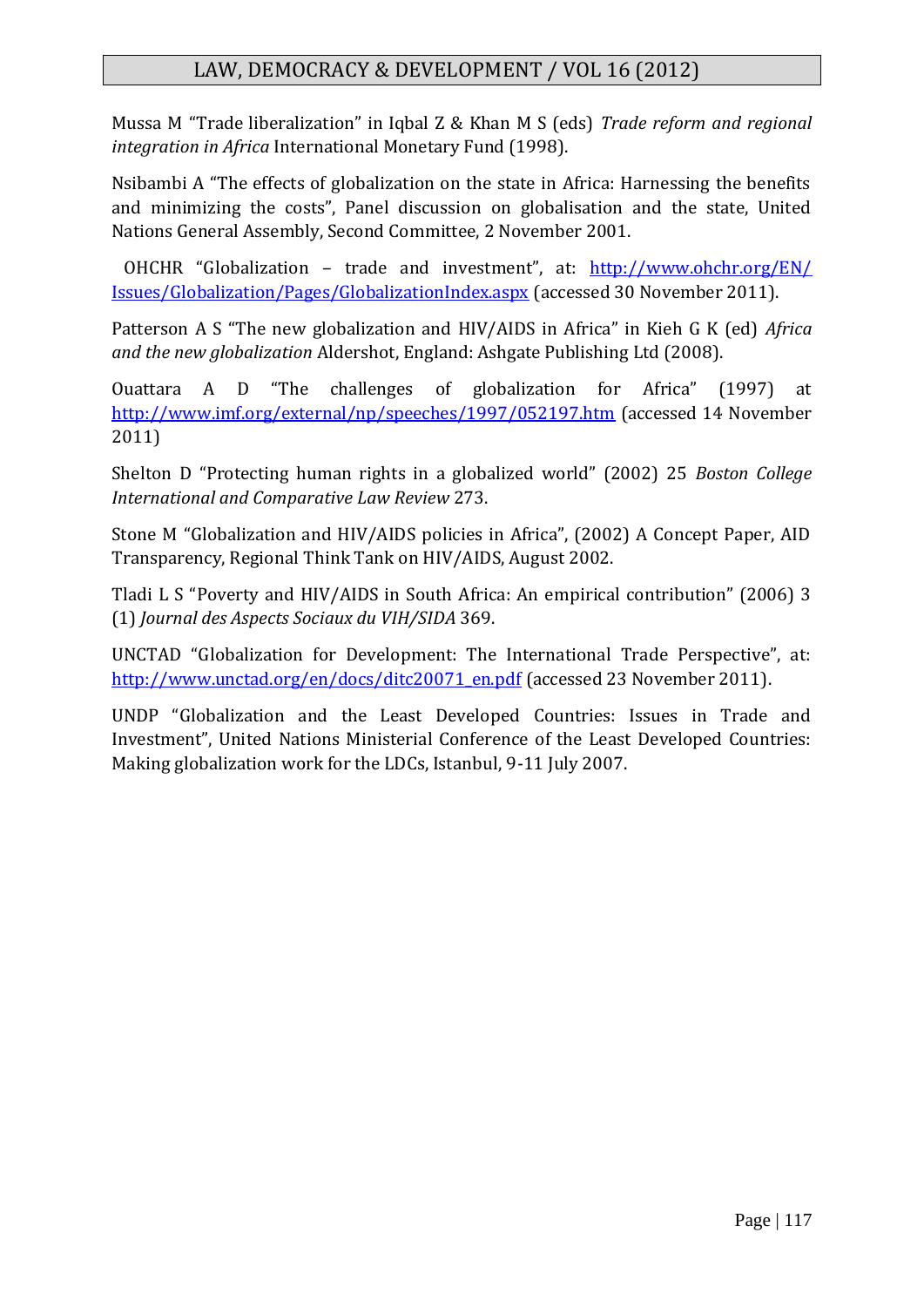Mussa M "Trade liberalization" in Iqbal Z & Khan M S (eds) *Trade reform and regional integration in Africa* International Monetary Fund (1998).

Nsibambi A "The effects of globalization on the state in Africa: Harnessing the benefits and minimizing the costs", Panel discussion on globalisation and the state, United Nations General Assembly, Second Committee, 2 November 2001.

OHCHR "Globalization – trade and investment", at: http://www.ohchr.org/EN/Issues/Globalization/Pages/GlobalizationIndex.aspx (accessed 30 November 2011).

Patterson A S "The new globalization and HIV/AIDS in Africa" in Kieh G K (ed) *Africa and the new globalization* Aldershot, England: Ashgate Publishing Ltd (2008).

Ouattara A D "The challenges of globalization for Africa" (1997) at http://www.imf.org/external/np/speeches/1997/052197.htm (accessed 14 November 2011)

Shelton D "Protecting human rights in a globalized world" (2002) 25 *Boston College International and Comparative Law Review* 273.

Stone M "Globalization and HIV/AIDS policies in Africa", (2002) A Concept Paper, AID Transparency, Regional Think Tank on HIV/AIDS, August 2002.

Tladi L S "Poverty and HIV/AIDS in South Africa: An empirical contribution" (2006) 3 (1) *Journal des Aspects Sociaux du VIH/SIDA* 369.

UNCTAD "Globalization for Development: The International Trade Perspective", at: http://www.unctad.org/en/docs/ditc20071_en.pdf (accessed 23 November 2011).

UNDP "Globalization and the Least Developed Countries: Issues in Trade and Investment", United Nations Ministerial Conference of the Least Developed Countries: Making globalization work for the LDCs, Istanbul, 9-11 July 2007.